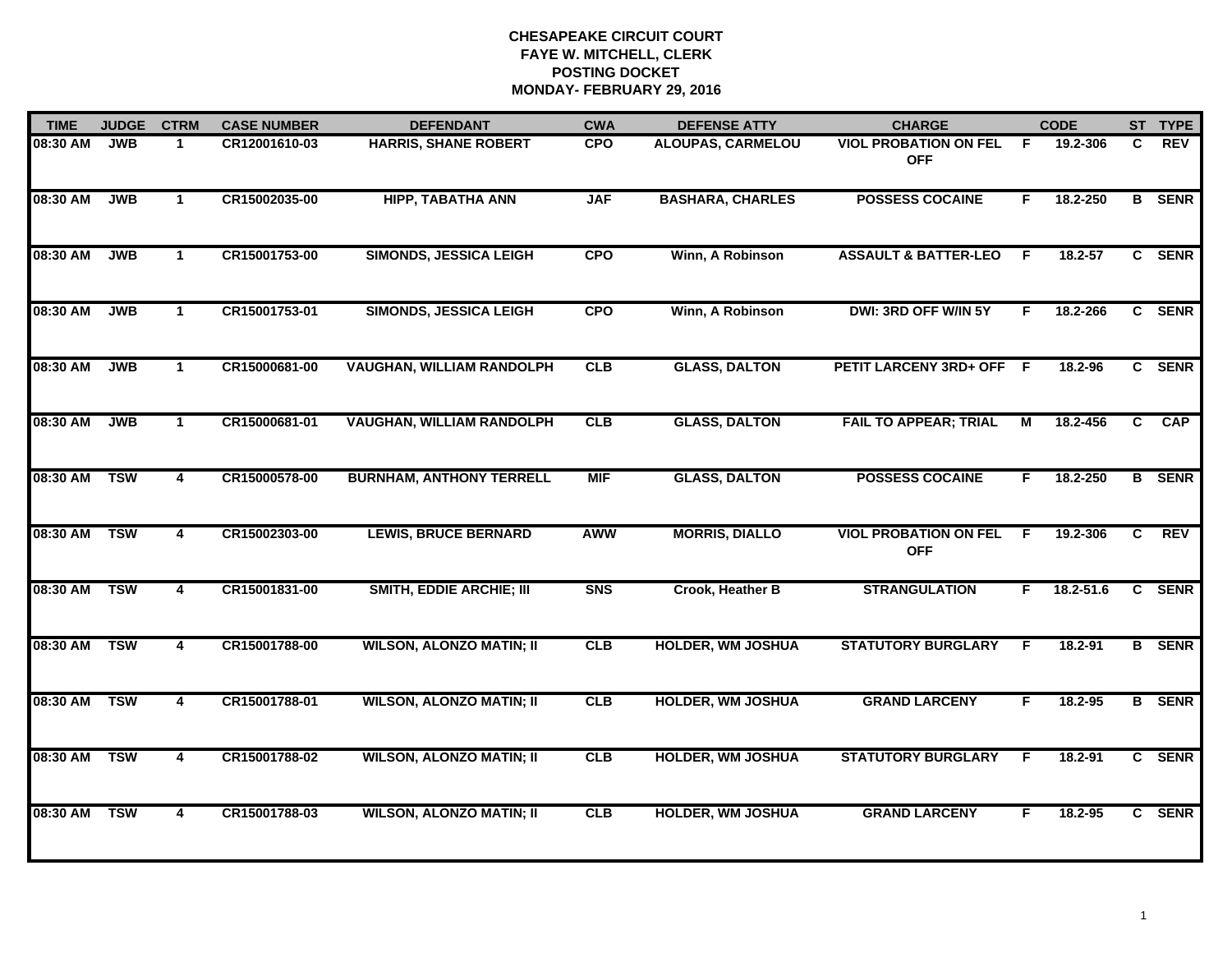# CHESAPEAKE CIRCUIT COURT
## FAYE W. MITCHELL, CLERK
## POSTING DOCKET
## MONDAY- FEBRUARY 29, 2016

| TIME | JUDGE | CTRM | CASE NUMBER | DEFENDANT | CWA | DEFENSE ATTY | CHARGE | | CODE | ST | TYPE |
|---|---|---|---|---|---|---|---|---|---|---|---|
| 08:30 AM | JWB | 1 | CR12001610-03 | HARRIS, SHANE ROBERT | CPO | ALOUPAS, CARMELOU | VIOL PROBATION ON FEL OFF | F | 19.2-306 | C | REV |
| 08:30 AM | JWB | 1 | CR15002035-00 | HIPP, TABATHA ANN | JAF | BASHARA, CHARLES | POSSESS COCAINE | F | 18.2-250 | B | SENR |
| 08:30 AM | JWB | 1 | CR15001753-00 | SIMONDS, JESSICA LEIGH | CPO | Winn, A Robinson | ASSAULT & BATTER-LEO | F | 18.2-57 | C | SENR |
| 08:30 AM | JWB | 1 | CR15001753-01 | SIMONDS, JESSICA LEIGH | CPO | Winn, A Robinson | DWI: 3RD OFF W/IN 5Y | F | 18.2-266 | C | SENR |
| 08:30 AM | JWB | 1 | CR15000681-00 | VAUGHAN, WILLIAM RANDOLPH | CLB | GLASS, DALTON | PETIT LARCENY 3RD+ OFF | F | 18.2-96 | C | SENR |
| 08:30 AM | JWB | 1 | CR15000681-01 | VAUGHAN, WILLIAM RANDOLPH | CLB | GLASS, DALTON | FAIL TO APPEAR; TRIAL | M | 18.2-456 | C | CAP |
| 08:30 AM | TSW | 4 | CR15000578-00 | BURNHAM, ANTHONY TERRELL | MIF | GLASS, DALTON | POSSESS COCAINE | F | 18.2-250 | B | SENR |
| 08:30 AM | TSW | 4 | CR15002303-00 | LEWIS, BRUCE BERNARD | AWW | MORRIS, DIALLO | VIOL PROBATION ON FEL OFF | F | 19.2-306 | C | REV |
| 08:30 AM | TSW | 4 | CR15001831-00 | SMITH, EDDIE ARCHIE; III | SNS | Crook, Heather B | STRANGULATION | F | 18.2-51.6 | C | SENR |
| 08:30 AM | TSW | 4 | CR15001788-00 | WILSON, ALONZO MATIN; II | CLB | HOLDER, WM JOSHUA | STATUTORY BURGLARY | F | 18.2-91 | B | SENR |
| 08:30 AM | TSW | 4 | CR15001788-01 | WILSON, ALONZO MATIN; II | CLB | HOLDER, WM JOSHUA | GRAND LARCENY | F | 18.2-95 | B | SENR |
| 08:30 AM | TSW | 4 | CR15001788-02 | WILSON, ALONZO MATIN; II | CLB | HOLDER, WM JOSHUA | STATUTORY BURGLARY | F | 18.2-91 | C | SENR |
| 08:30 AM | TSW | 4 | CR15001788-03 | WILSON, ALONZO MATIN; II | CLB | HOLDER, WM JOSHUA | GRAND LARCENY | F | 18.2-95 | C | SENR |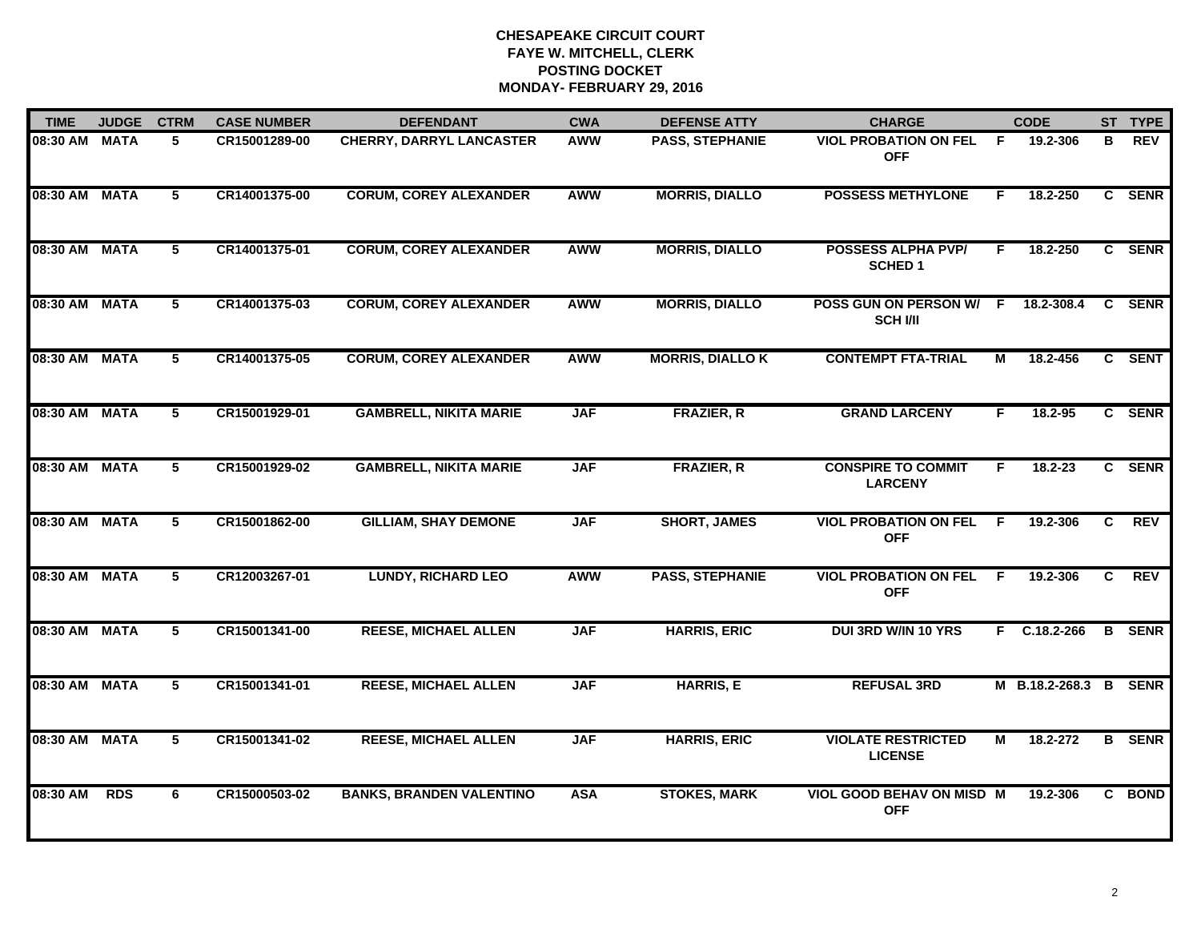# CHESAPEAKE CIRCUIT COURT
## FAYE W. MITCHELL, CLERK
## POSTING DOCKET
## MONDAY- FEBRUARY 29, 2016

| TIME | JUDGE | CTRM | CASE NUMBER | DEFENDANT | CWA | DEFENSE ATTY | CHARGE | | CODE | ST | TYPE |
|---|---|---|---|---|---|---|---|---|---|---|---|
| 08:30 AM | MATA | 5 | CR15001289-00 | CHERRY, DARRYL LANCASTER | AWW | PASS, STEPHANIE | VIOL PROBATION ON FEL OFF | F | 19.2-306 | B | REV |
| 08:30 AM | MATA | 5 | CR14001375-00 | CORUM, COREY ALEXANDER | AWW | MORRIS, DIALLO | POSSESS METHYLONE | F | 18.2-250 | C | SENR |
| 08:30 AM | MATA | 5 | CR14001375-01 | CORUM, COREY ALEXANDER | AWW | MORRIS, DIALLO | POSSESS ALPHA PVP/ SCHED 1 | F | 18.2-250 | C | SENR |
| 08:30 AM | MATA | 5 | CR14001375-03 | CORUM, COREY ALEXANDER | AWW | MORRIS, DIALLO | POSS GUN ON PERSON W/ SCH I/II | F | 18.2-308.4 | C | SENR |
| 08:30 AM | MATA | 5 | CR14001375-05 | CORUM, COREY ALEXANDER | AWW | MORRIS, DIALLO K | CONTEMPT FTA-TRIAL | M | 18.2-456 | C | SENT |
| 08:30 AM | MATA | 5 | CR15001929-01 | GAMBRELL, NIKITA MARIE | JAF | FRAZIER, R | GRAND LARCENY | F | 18.2-95 | C | SENR |
| 08:30 AM | MATA | 5 | CR15001929-02 | GAMBRELL, NIKITA MARIE | JAF | FRAZIER, R | CONSPIRE TO COMMIT LARCENY | F | 18.2-23 | C | SENR |
| 08:30 AM | MATA | 5 | CR15001862-00 | GILLIAM, SHAY DEMONE | JAF | SHORT, JAMES | VIOL PROBATION ON FEL OFF | F | 19.2-306 | C | REV |
| 08:30 AM | MATA | 5 | CR12003267-01 | LUNDY, RICHARD LEO | AWW | PASS, STEPHANIE | VIOL PROBATION ON FEL OFF | F | 19.2-306 | C | REV |
| 08:30 AM | MATA | 5 | CR15001341-00 | REESE, MICHAEL ALLEN | JAF | HARRIS, ERIC | DUI 3RD W/IN 10 YRS | F | C.18.2-266 | B | SENR |
| 08:30 AM | MATA | 5 | CR15001341-01 | REESE, MICHAEL ALLEN | JAF | HARRIS, E | REFUSAL 3RD | M | B.18.2-268.3 | B | SENR |
| 08:30 AM | MATA | 5 | CR15001341-02 | REESE, MICHAEL ALLEN | JAF | HARRIS, ERIC | VIOLATE RESTRICTED LICENSE | M | 18.2-272 | B | SENR |
| 08:30 AM | RDS | 6 | CR15000503-02 | BANKS, BRANDEN VALENTINO | ASA | STOKES, MARK | VIOL GOOD BEHAV ON MISD OFF | M | 19.2-306 | C | BOND |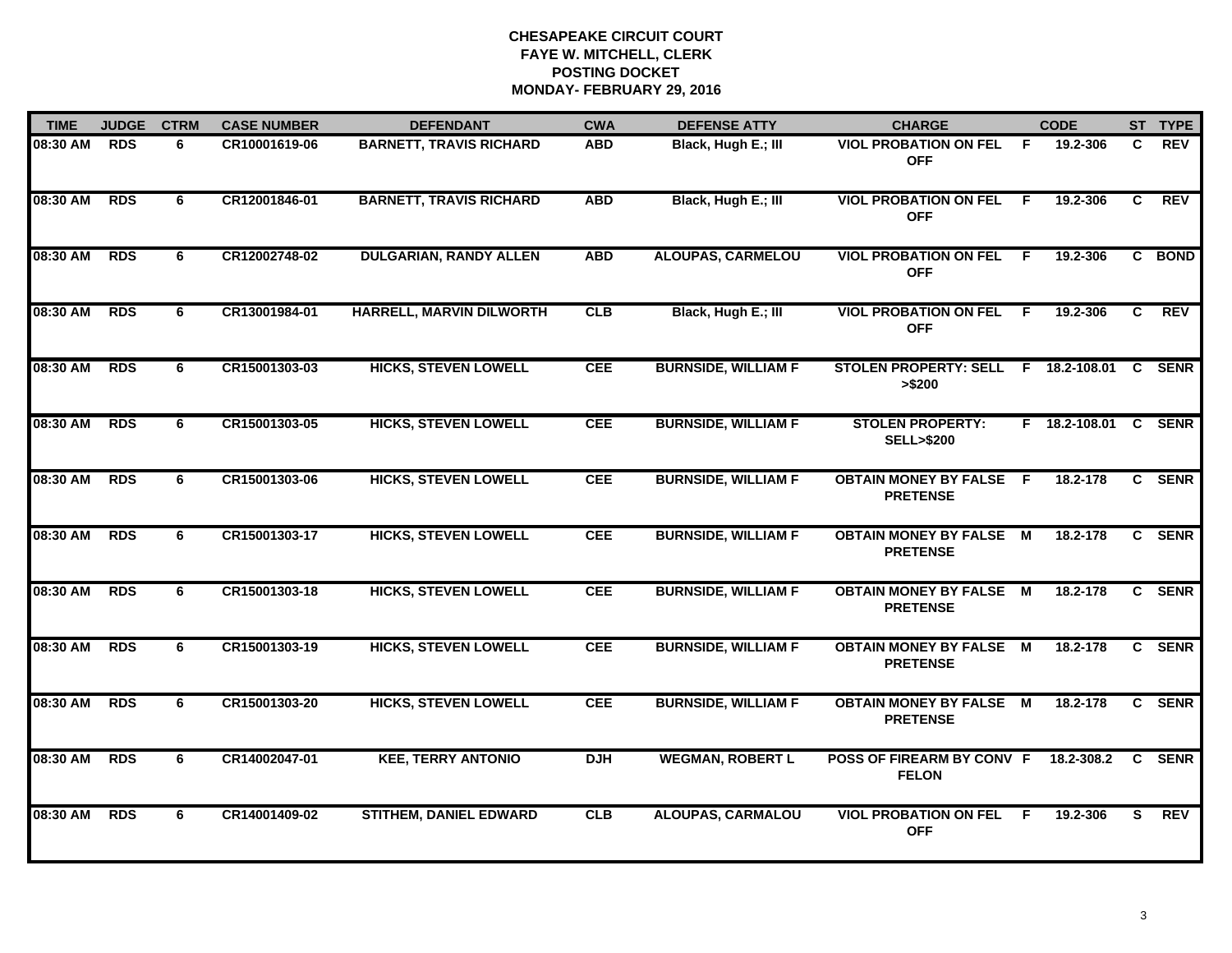# CHESAPEAKE CIRCUIT COURT
## FAYE W. MITCHELL, CLERK
## POSTING DOCKET
## MONDAY- FEBRUARY 29, 2016

| TIME | JUDGE | CTRM | CASE NUMBER | DEFENDANT | CWA | DEFENSE ATTY | CHARGE | | CODE | ST | TYPE |
|---|---|---|---|---|---|---|---|---|---|---|---|
| 08:30 AM | RDS | 6 | CR10001619-06 | BARNETT, TRAVIS RICHARD | ABD | Black, Hugh E.; III | VIOL PROBATION ON FEL OFF | F | 19.2-306 | C | REV |
| 08:30 AM | RDS | 6 | CR12001846-01 | BARNETT, TRAVIS RICHARD | ABD | Black, Hugh E.; III | VIOL PROBATION ON FEL OFF | F | 19.2-306 | C | REV |
| 08:30 AM | RDS | 6 | CR12002748-02 | DULGARIAN, RANDY ALLEN | ABD | ALOUPAS, CARMELOU | VIOL PROBATION ON FEL OFF | F | 19.2-306 | C | BOND |
| 08:30 AM | RDS | 6 | CR13001984-01 | HARRELL, MARVIN DILWORTH | CLB | Black, Hugh E.; III | VIOL PROBATION ON FEL OFF | F | 19.2-306 | C | REV |
| 08:30 AM | RDS | 6 | CR15001303-03 | HICKS, STEVEN LOWELL | CEE | BURNSIDE, WILLIAM F | STOLEN PROPERTY: SELL >$200 | F | 18.2-108.01 | C | SENR |
| 08:30 AM | RDS | 6 | CR15001303-05 | HICKS, STEVEN LOWELL | CEE | BURNSIDE, WILLIAM F | STOLEN PROPERTY: SELL>$200 | F | 18.2-108.01 | C | SENR |
| 08:30 AM | RDS | 6 | CR15001303-06 | HICKS, STEVEN LOWELL | CEE | BURNSIDE, WILLIAM F | OBTAIN MONEY BY FALSE PRETENSE | F | 18.2-178 | C | SENR |
| 08:30 AM | RDS | 6 | CR15001303-17 | HICKS, STEVEN LOWELL | CEE | BURNSIDE, WILLIAM F | OBTAIN MONEY BY FALSE PRETENSE | M | 18.2-178 | C | SENR |
| 08:30 AM | RDS | 6 | CR15001303-18 | HICKS, STEVEN LOWELL | CEE | BURNSIDE, WILLIAM F | OBTAIN MONEY BY FALSE PRETENSE | M | 18.2-178 | C | SENR |
| 08:30 AM | RDS | 6 | CR15001303-19 | HICKS, STEVEN LOWELL | CEE | BURNSIDE, WILLIAM F | OBTAIN MONEY BY FALSE PRETENSE | M | 18.2-178 | C | SENR |
| 08:30 AM | RDS | 6 | CR15001303-20 | HICKS, STEVEN LOWELL | CEE | BURNSIDE, WILLIAM F | OBTAIN MONEY BY FALSE PRETENSE | M | 18.2-178 | C | SENR |
| 08:30 AM | RDS | 6 | CR14002047-01 | KEE, TERRY ANTONIO | DJH | WEGMAN, ROBERT L | POSS OF FIREARM BY CONV FELON | F | 18.2-308.2 | C | SENR |
| 08:30 AM | RDS | 6 | CR14001409-02 | STITHEM, DANIEL EDWARD | CLB | ALOUPAS, CARMALOU | VIOL PROBATION ON FEL OFF | F | 19.2-306 | S | REV |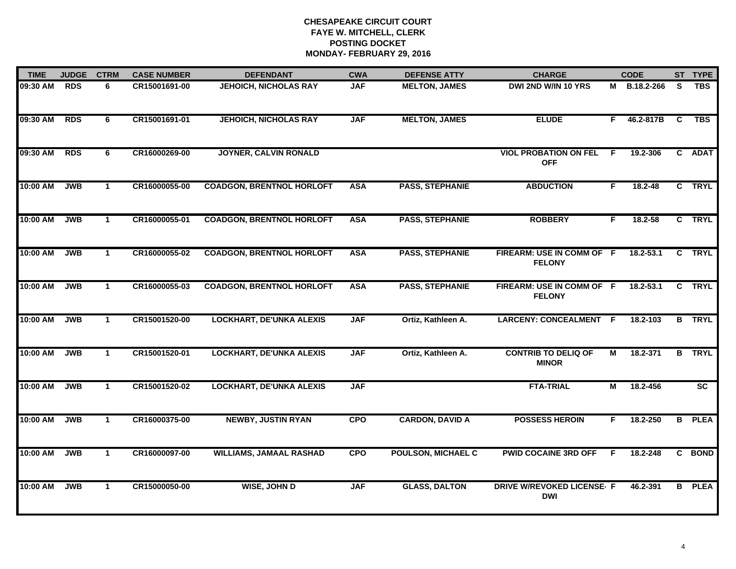**CHESAPEAKE CIRCUIT COURT**
**FAYE W. MITCHELL, CLERK**
**POSTING DOCKET**
**MONDAY- FEBRUARY 29, 2016**

| TIME | JUDGE | CTRM | CASE NUMBER | DEFENDANT | CWA | DEFENSE ATTY | CHARGE | | CODE | ST | TYPE |
|---|---|---|---|---|---|---|---|---|---|---|---|
| 09:30 AM | RDS | 6 | CR15001691-00 | JEHOICH, NICHOLAS RAY | JAF | MELTON, JAMES | DWI 2ND W/IN 10 YRS | M | B.18.2-266 | S | TBS |
| 09:30 AM | RDS | 6 | CR15001691-01 | JEHOICH, NICHOLAS RAY | JAF | MELTON, JAMES | ELUDE | F | 46.2-817B | C | TBS |
| 09:30 AM | RDS | 6 | CR16000269-00 | JOYNER, CALVIN RONALD | | | VIOL PROBATION ON FEL OFF | F | 19.2-306 | C | ADAT |
| 10:00 AM | JWB | 1 | CR16000055-00 | COADGON, BRENTNOL HORLOFT | ASA | PASS, STEPHANIE | ABDUCTION | F | 18.2-48 | C | TRYL |
| 10:00 AM | JWB | 1 | CR16000055-01 | COADGON, BRENTNOL HORLOFT | ASA | PASS, STEPHANIE | ROBBERY | F | 18.2-58 | C | TRYL |
| 10:00 AM | JWB | 1 | CR16000055-02 | COADGON, BRENTNOL HORLOFT | ASA | PASS, STEPHANIE | FIREARM: USE IN COMM OF FELONY | F | 18.2-53.1 | C | TRYL |
| 10:00 AM | JWB | 1 | CR16000055-03 | COADGON, BRENTNOL HORLOFT | ASA | PASS, STEPHANIE | FIREARM: USE IN COMM OF FELONY | F | 18.2-53.1 | C | TRYL |
| 10:00 AM | JWB | 1 | CR15001520-00 | LOCKHART, DE'UNKA ALEXIS | JAF | Ortiz, Kathleen A. | LARCENY: CONCEALMENT | F | 18.2-103 | B | TRYL |
| 10:00 AM | JWB | 1 | CR15001520-01 | LOCKHART, DE'UNKA ALEXIS | JAF | Ortiz, Kathleen A. | CONTRIB TO DELIQ OF MINOR | M | 18.2-371 | B | TRYL |
| 10:00 AM | JWB | 1 | CR15001520-02 | LOCKHART, DE'UNKA ALEXIS | JAF | | FTA-TRIAL | M | 18.2-456 | | SC |
| 10:00 AM | JWB | 1 | CR16000375-00 | NEWBY, JUSTIN RYAN | CPO | CARDON, DAVID A | POSSESS HEROIN | F | 18.2-250 | B | PLEA |
| 10:00 AM | JWB | 1 | CR16000097-00 | WILLIAMS, JAMAAL RASHAD | CPO | POULSON, MICHAEL C | PWID COCAINE 3RD OFF | F | 18.2-248 | C | BOND |
| 10:00 AM | JWB | 1 | CR15000050-00 | WISE, JOHN D | JAF | GLASS, DALTON | DRIVE W/REVOKED LICENSE- DWI | F | 46.2-391 | B | PLEA |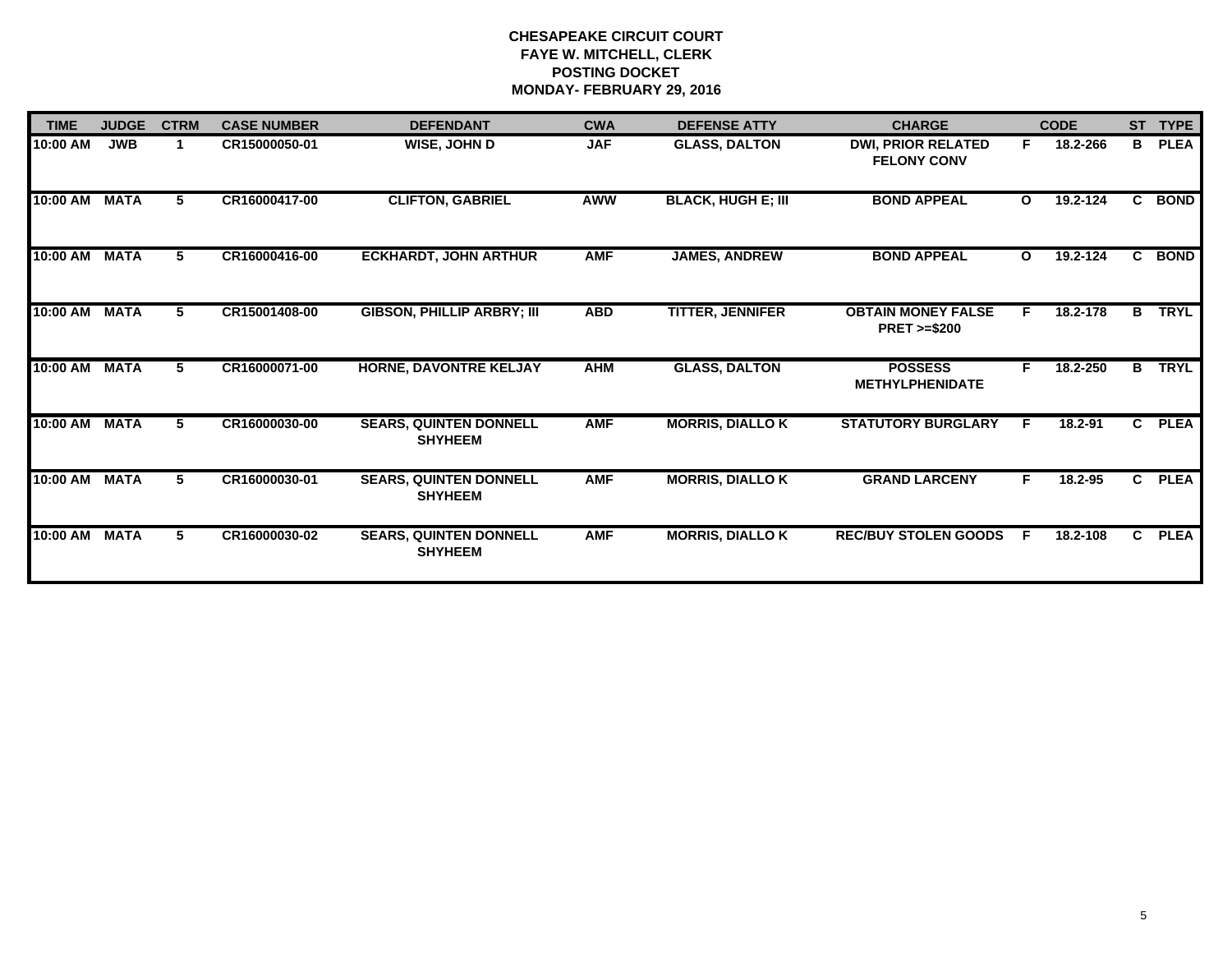# CHESAPEAKE CIRCUIT COURT
## FAYE W. MITCHELL, CLERK
## POSTING DOCKET
## MONDAY- FEBRUARY 29, 2016

| TIME | JUDGE | CTRM | CASE NUMBER | DEFENDANT | CWA | DEFENSE ATTY | CHARGE | | CODE | ST | TYPE |
|---|---|---|---|---|---|---|---|---|---|---|---|
| 10:00 AM | JWB | 1 | CR15000050-01 | WISE, JOHN D | JAF | GLASS, DALTON | DWI, PRIOR RELATED FELONY CONV | F | 18.2-266 | B | PLEA |
| 10:00 AM | MATA | 5 | CR16000417-00 | CLIFTON, GABRIEL | AWW | BLACK, HUGH E; III | BOND APPEAL | O | 19.2-124 | C | BOND |
| 10:00 AM | MATA | 5 | CR16000416-00 | ECKHARDT, JOHN ARTHUR | AMF | JAMES, ANDREW | BOND APPEAL | O | 19.2-124 | C | BOND |
| 10:00 AM | MATA | 5 | CR15001408-00 | GIBSON, PHILLIP ARBRY; III | ABD | TITTER, JENNIFER | OBTAIN MONEY FALSE PRET >=$200 | F | 18.2-178 | B | TRYL |
| 10:00 AM | MATA | 5 | CR16000071-00 | HORNE, DAVONTRE KELJAY | AHM | GLASS, DALTON | POSSESS METHYLPHENIDATE | F | 18.2-250 | B | TRYL |
| 10:00 AM | MATA | 5 | CR16000030-00 | SEARS, QUINTEN DONNELL SHYHEEM | AMF | MORRIS, DIALLO K | STATUTORY BURGLARY | F | 18.2-91 | C | PLEA |
| 10:00 AM | MATA | 5 | CR16000030-01 | SEARS, QUINTEN DONNELL SHYHEEM | AMF | MORRIS, DIALLO K | GRAND LARCENY | F | 18.2-95 | C | PLEA |
| 10:00 AM | MATA | 5 | CR16000030-02 | SEARS, QUINTEN DONNELL SHYHEEM | AMF | MORRIS, DIALLO K | REC/BUY STOLEN GOODS | F | 18.2-108 | C | PLEA |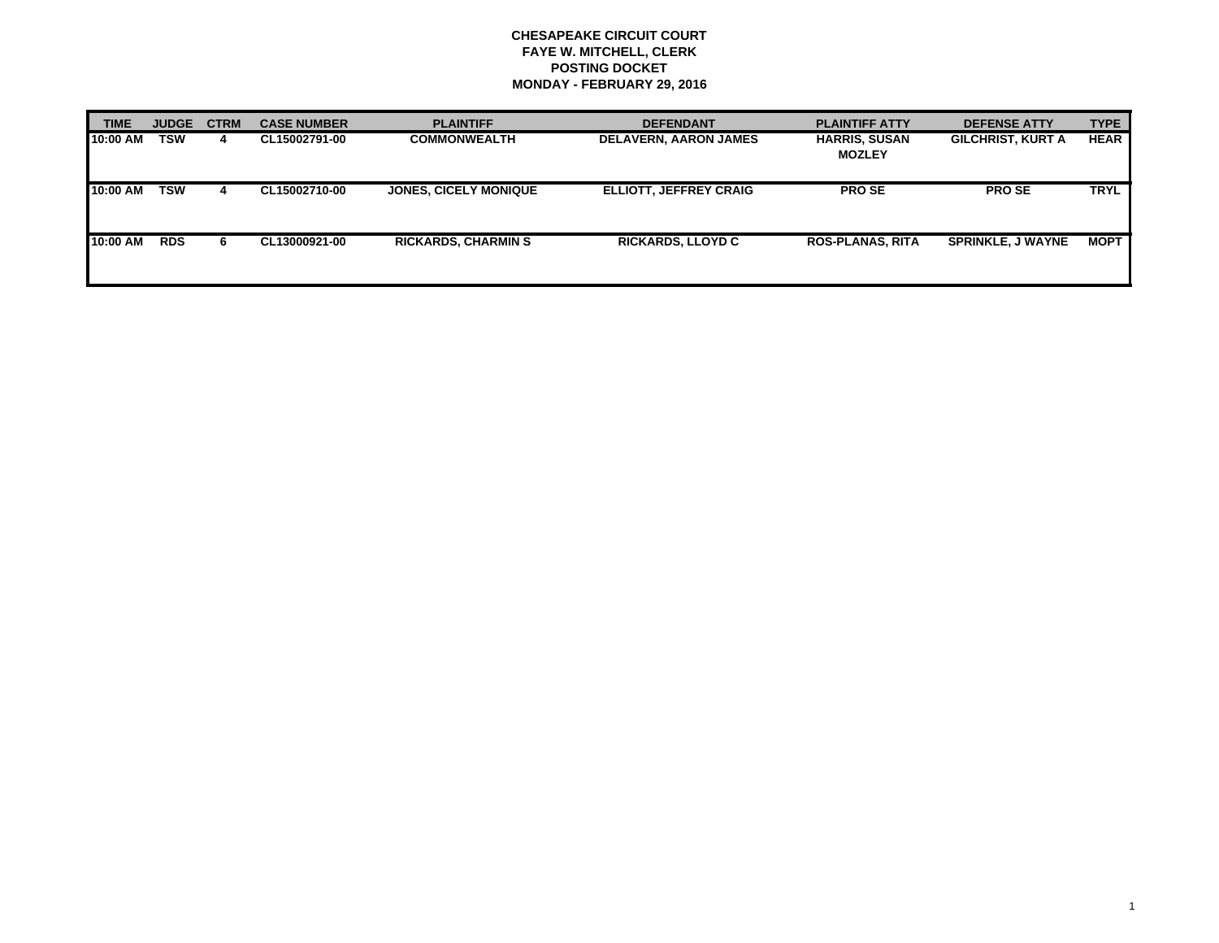**CHESAPEAKE CIRCUIT COURT**
**FAYE W. MITCHELL, CLERK**
**POSTING DOCKET**
**MONDAY - FEBRUARY 29, 2016**

| TIME | JUDGE | CTRM | CASE NUMBER | PLAINTIFF | DEFENDANT | PLAINTIFF ATTY | DEFENSE ATTY | TYPE |
|---|---|---|---|---|---|---|---|---|
| 10:00 AM | TSW | 4 | CL15002791-00 | COMMONWEALTH | DELAVERN, AARON JAMES | HARRIS, SUSAN MOZLEY | GILCHRIST, KURT A | HEAR |
| 10:00 AM | TSW | 4 | CL15002710-00 | JONES, CICELY MONIQUE | ELLIOTT, JEFFREY CRAIG | PRO SE | PRO SE | TRYL |
| 10:00 AM | RDS | 6 | CL13000921-00 | RICKARDS, CHARMIN S | RICKARDS, LLOYD C | ROS-PLANAS, RITA | SPRINKLE, J WAYNE | MOPT |